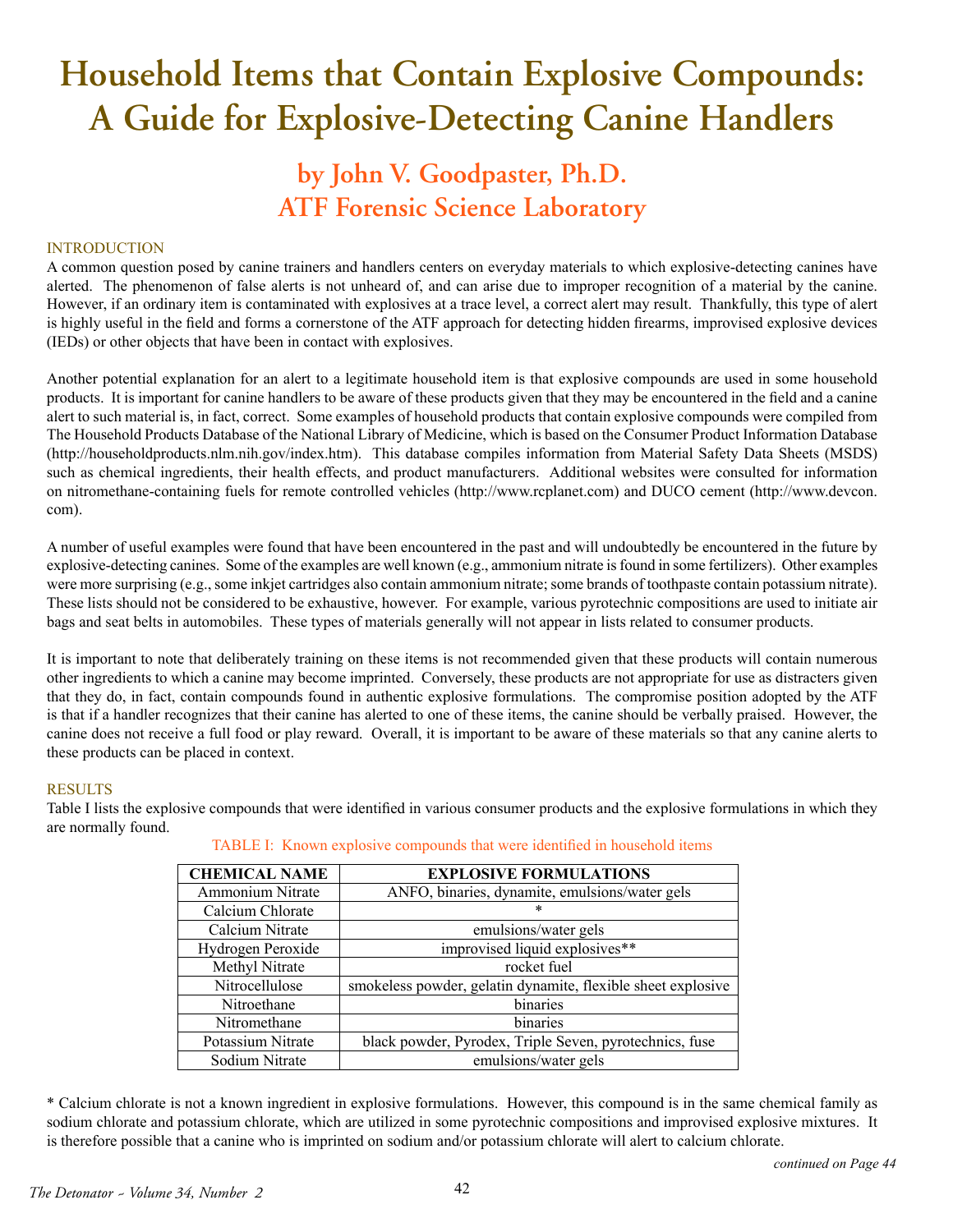# Household Items that Contain Explosive Compounds: A Guide for Explosive-Detecting Canine Handlers

## by John V. Goodpaster, Ph.D.
## ATF Forensic Science Laboratory

### INTRODUCTION

A common question posed by canine trainers and handlers centers on everyday materials to which explosive-detecting canines have alerted. The phenomenon of false alerts is not unheard of, and can arise due to improper recognition of a material by the canine. However, if an ordinary item is contaminated with explosives at a trace level, a correct alert may result. Thankfully, this type of alert is highly useful in the field and forms a cornerstone of the ATF approach for detecting hidden firearms, improvised explosive devices (IEDs) or other objects that have been in contact with explosives.

Another potential explanation for an alert to a legitimate household item is that explosive compounds are used in some household products. It is important for canine handlers to be aware of these products given that they may be encountered in the field and a canine alert to such material is, in fact, correct. Some examples of household products that contain explosive compounds were compiled from The Household Products Database of the National Library of Medicine, which is based on the Consumer Product Information Database (http://householdproducts.nlm.nih.gov/index.htm). This database compiles information from Material Safety Data Sheets (MSDS) such as chemical ingredients, their health effects, and product manufacturers. Additional websites were consulted for information on nitromethane-containing fuels for remote controlled vehicles (http://www.rcplanet.com) and DUCO cement (http://www.devcon.com).

A number of useful examples were found that have been encountered in the past and will undoubtedly be encountered in the future by explosive-detecting canines. Some of the examples are well known (e.g., ammonium nitrate is found in some fertilizers). Other examples were more surprising (e.g., some inkjet cartridges also contain ammonium nitrate; some brands of toothpaste contain potassium nitrate). These lists should not be considered to be exhaustive, however. For example, various pyrotechnic compositions are used to initiate air bags and seat belts in automobiles. These types of materials generally will not appear in lists related to consumer products.

It is important to note that deliberately training on these items is not recommended given that these products will contain numerous other ingredients to which a canine may become imprinted. Conversely, these products are not appropriate for use as distracters given that they do, in fact, contain compounds found in authentic explosive formulations. The compromise position adopted by the ATF is that if a handler recognizes that their canine has alerted to one of these items, the canine should be verbally praised. However, the canine does not receive a full food or play reward. Overall, it is important to be aware of these materials so that any canine alerts to these products can be placed in context.

### RESULTS

Table I lists the explosive compounds that were identified in various consumer products and the explosive formulations in which they are normally found.

TABLE I: Known explosive compounds that were identified in household items

| CHEMICAL NAME | EXPLOSIVE FORMULATIONS |
|---|---|
| Ammonium Nitrate | ANFO, binaries, dynamite, emulsions/water gels |
| Calcium Chlorate | * |
| Calcium Nitrate | emulsions/water gels |
| Hydrogen Peroxide | improvised liquid explosives** |
| Methyl Nitrate | rocket fuel |
| Nitrocellulose | smokeless powder, gelatin dynamite, flexible sheet explosive |
| Nitroethane | binaries |
| Nitromethane | binaries |
| Potassium Nitrate | black powder, Pyrodex, Triple Seven, pyrotechnics, fuse |
| Sodium Nitrate | emulsions/water gels |

* Calcium chlorate is not a known ingredient in explosive formulations. However, this compound is in the same chemical family as sodium chlorate and potassium chlorate, which are utilized in some pyrotechnic compositions and improvised explosive mixtures. It is therefore possible that a canine who is imprinted on sodium and/or potassium chlorate will alert to calcium chlorate.

*continued on Page 44*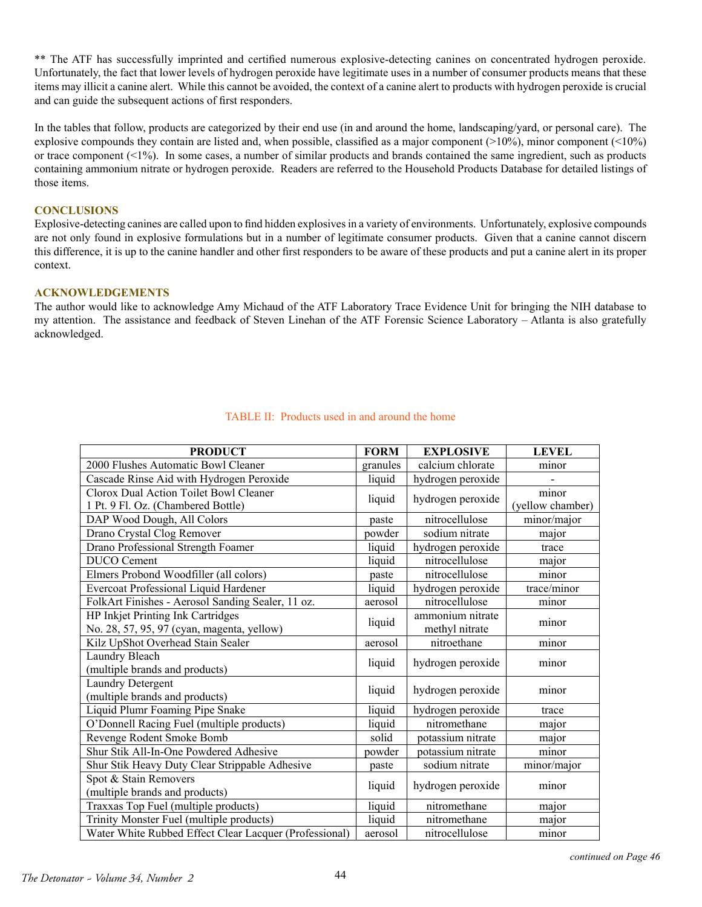** The ATF has successfully imprinted and certified numerous explosive-detecting canines on concentrated hydrogen peroxide. Unfortunately, the fact that lower levels of hydrogen peroxide have legitimate uses in a number of consumer products means that these items may illicit a canine alert. While this cannot be avoided, the context of a canine alert to products with hydrogen peroxide is crucial and can guide the subsequent actions of first responders.

In the tables that follow, products are categorized by their end use (in and around the home, landscaping/yard, or personal care). The explosive compounds they contain are listed and, when possible, classified as a major component (>10%), minor component (<10%) or trace component (<1%). In some cases, a number of similar products and brands contained the same ingredient, such as products containing ammonium nitrate or hydrogen peroxide. Readers are referred to the Household Products Database for detailed listings of those items.

## CONCLUSIONS

Explosive-detecting canines are called upon to find hidden explosives in a variety of environments. Unfortunately, explosive compounds are not only found in explosive formulations but in a number of legitimate consumer products. Given that a canine cannot discern this difference, it is up to the canine handler and other first responders to be aware of these products and put a canine alert in its proper context.

## ACKNOWLEDGEMENTS

The author would like to acknowledge Amy Michaud of the ATF Laboratory Trace Evidence Unit for bringing the NIH database to my attention. The assistance and feedback of Steven Linehan of the ATF Forensic Science Laboratory – Atlanta is also gratefully acknowledged.

TABLE II: Products used in and around the home

| PRODUCT | FORM | EXPLOSIVE | LEVEL |
|---|---|---|---|
| 2000 Flushes Automatic Bowl Cleaner | granules | calcium chlorate | minor |
| Cascade Rinse Aid with Hydrogen Peroxide | liquid | hydrogen peroxide | - |
| Clorox Dual Action Toilet Bowl Cleaner 1 Pt. 9 Fl. Oz. (Chambered Bottle) | liquid | hydrogen peroxide | minor (yellow chamber) |
| DAP Wood Dough, All Colors | paste | nitrocellulose | minor/major |
| Drano Crystal Clog Remover | powder | sodium nitrate | major |
| Drano Professional Strength Foamer | liquid | hydrogen peroxide | trace |
| DUCO Cement | liquid | nitrocellulose | major |
| Elmers Probond Woodfiller (all colors) | paste | nitrocellulose | minor |
| Evercoat Professional Liquid Hardener | liquid | hydrogen peroxide | trace/minor |
| FolkArt Finishes - Aerosol Sanding Sealer, 11 oz. | aerosol | nitrocellulose | minor |
| HP Inkjet Printing Ink Cartridges No. 28, 57, 95, 97 (cyan, magenta, yellow) | liquid | ammonium nitrate methyl nitrate | minor |
| Kilz UpShot Overhead Stain Sealer | aerosol | nitroethane | minor |
| Laundry Bleach (multiple brands and products) | liquid | hydrogen peroxide | minor |
| Laundry Detergent (multiple brands and products) | liquid | hydrogen peroxide | minor |
| Liquid Plumr Foaming Pipe Snake | liquid | hydrogen peroxide | trace |
| O'Donnell Racing Fuel (multiple products) | liquid | nitromethane | major |
| Revenge Rodent Smoke Bomb | solid | potassium nitrate | major |
| Shur Stik All-In-One Powdered Adhesive | powder | potassium nitrate | minor |
| Shur Stik Heavy Duty Clear Strippable Adhesive | paste | sodium nitrate | minor/major |
| Spot & Stain Removers (multiple brands and products) | liquid | hydrogen peroxide | minor |
| Traxxas Top Fuel (multiple products) | liquid | nitromethane | major |
| Trinity Monster Fuel (multiple products) | liquid | nitromethane | major |
| Water White Rubbed Effect Clear Lacquer (Professional) | aerosol | nitrocellulose | minor |

*continued on Page 46*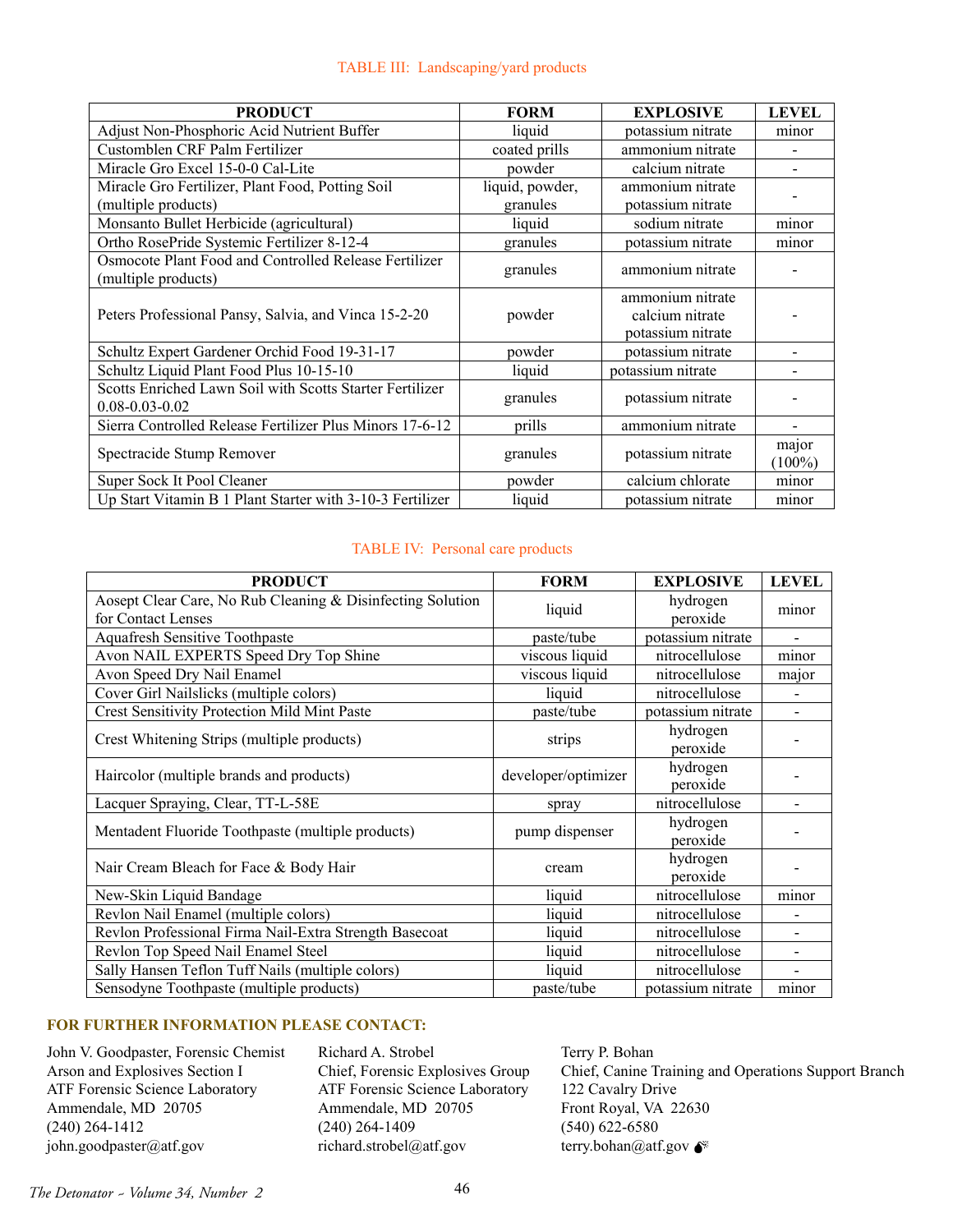TABLE III: Landscaping/yard products

| PRODUCT | FORM | EXPLOSIVE | LEVEL |
|---|---|---|---|
| Adjust Non-Phosphoric Acid Nutrient Buffer | liquid | potassium nitrate | minor |
| Customblen CRF Palm Fertilizer | coated prills | ammonium nitrate | - |
| Miracle Gro Excel 15-0-0 Cal-Lite | powder | calcium nitrate | - |
| Miracle Gro Fertilizer, Plant Food, Potting Soil (multiple products) | liquid, powder, granules | ammonium nitrate potassium nitrate | - |
| Monsanto Bullet Herbicide (agricultural) | liquid | sodium nitrate | minor |
| Ortho RosePride Systemic Fertilizer 8-12-4 | granules | potassium nitrate | minor |
| Osmocote Plant Food and Controlled Release Fertilizer (multiple products) | granules | ammonium nitrate | - |
| Peters Professional Pansy, Salvia, and Vinca 15-2-20 | powder | ammonium nitrate calcium nitrate potassium nitrate | - |
| Schultz Expert Gardener Orchid Food 19-31-17 | powder | potassium nitrate | - |
| Schultz Liquid Plant Food Plus 10-15-10 | liquid | potassium nitrate | - |
| Scotts Enriched Lawn Soil with Scotts Starter Fertilizer 0.08-0.03-0.02 | granules | potassium nitrate | - |
| Sierra Controlled Release Fertilizer Plus Minors 17-6-12 | prills | ammonium nitrate | - |
| Spectracide Stump Remover | granules | potassium nitrate | major (100%) |
| Super Sock It Pool Cleaner | powder | calcium chlorate | minor |
| Up Start Vitamin B 1 Plant Starter with 3-10-3 Fertilizer | liquid | potassium nitrate | minor |

TABLE IV: Personal care products

| PRODUCT | FORM | EXPLOSIVE | LEVEL |
|---|---|---|---|
| Aosept Clear Care, No Rub Cleaning & Disinfecting Solution for Contact Lenses | liquid | hydrogen peroxide | minor |
| Aquafresh Sensitive Toothpaste | paste/tube | potassium nitrate | - |
| Avon NAIL EXPERTS Speed Dry Top Shine | viscous liquid | nitrocellulose | minor |
| Avon Speed Dry Nail Enamel | viscous liquid | nitrocellulose | major |
| Cover Girl Nailslicks (multiple colors) | liquid | nitrocellulose | - |
| Crest Sensitivity Protection Mild Mint Paste | paste/tube | potassium nitrate | - |
| Crest Whitening Strips (multiple products) | strips | hydrogen peroxide | - |
| Haircolor (multiple brands and products) | developer/optimizer | hydrogen peroxide | - |
| Lacquer Spraying, Clear, TT-L-58E | spray | nitrocellulose | - |
| Mentadent Fluoride Toothpaste (multiple products) | pump dispenser | hydrogen peroxide | - |
| Nair Cream Bleach for Face & Body Hair | cream | hydrogen peroxide | - |
| New-Skin Liquid Bandage | liquid | nitrocellulose | minor |
| Revlon Nail Enamel (multiple colors) | liquid | nitrocellulose | - |
| Revlon Professional Firma Nail-Extra Strength Basecoat | liquid | nitrocellulose | - |
| Revlon Top Speed Nail Enamel Steel | liquid | nitrocellulose | - |
| Sally Hansen Teflon Tuff Nails (multiple colors) | liquid | nitrocellulose | - |
| Sensodyne Toothpaste (multiple products) | paste/tube | potassium nitrate | minor |

**FOR FURTHER INFORMATION PLEASE CONTACT:**

John V. Goodpaster, Forensic Chemist
Arson and Explosives Section I
ATF Forensic Science Laboratory
Ammendale, MD 20705
(240) 264-1412
john.goodpaster@atf.gov

Richard A. Strobel
Chief, Forensic Explosives Group
ATF Forensic Science Laboratory
Ammendale, MD 20705
(240) 264-1409
richard.strobel@atf.gov

Terry P. Bohan
Chief, Canine Training and Operations Support Branch
122 Cavalry Drive
Front Royal, VA 22630
(540) 622-6580
terry.bohan@atf.gov